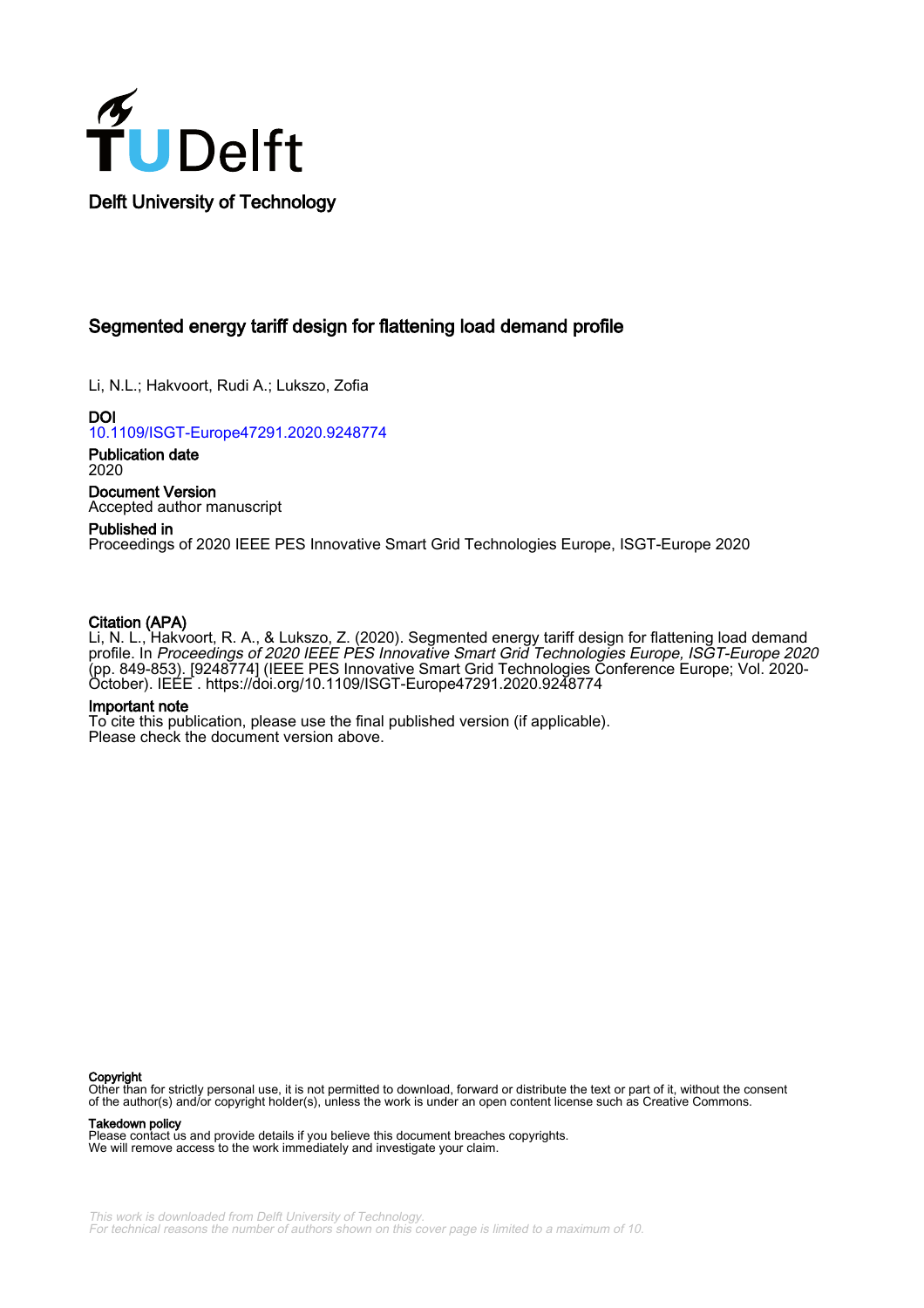Delft University of Technology

# Segmented energy tariff design for flattening load demand profile

Li, N.L.; Hakvoort, Rudi A.; Lukszo, Zofia

**DOI**
10.1109/ISGT-Europe47291.2020.9248774

**Publication date**
2020

**Document Version**
Accepted author manuscript

**Published in**
Proceedings of 2020 IEEE PES Innovative Smart Grid Technologies Europe, ISGT-Europe 2020

**Citation (APA)**
Li, N. L., Hakvoort, R. A., & Lukszo, Z. (2020). Segmented energy tariff design for flattening load demand profile. In *Proceedings of 2020 IEEE PES Innovative Smart Grid Technologies Europe, ISGT-Europe 2020* (pp. 849-853). [9248774] (IEEE PES Innovative Smart Grid Technologies Conference Europe; Vol. 2020-October). IEEE . https://doi.org/10.1109/ISGT-Europe47291.2020.9248774

**Important note**
To cite this publication, please use the final published version (if applicable).
Please check the document version above.

**Copyright**
Other than for strictly personal use, it is not permitted to download, forward or distribute the text or part of it, without the consent of the author(s) and/or copyright holder(s), unless the work is under an open content license such as Creative Commons.

**Takedown policy**
Please contact us and provide details if you believe this document breaches copyrights.
We will remove access to the work immediately and investigate your claim.

*This work is downloaded from Delft University of Technology.*
*For technical reasons the number of authors shown on this cover page is limited to a maximum of 10.*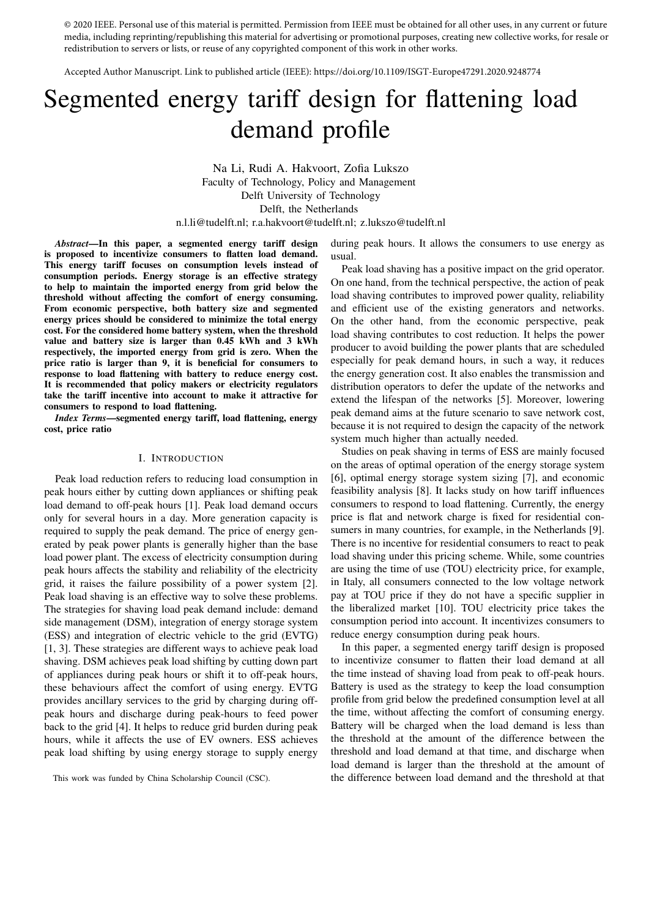© 2020 IEEE. Personal use of this material is permitted. Permission from IEEE must be obtained for all other uses, in any current or future media, including reprinting/republishing this material for advertising or promotional purposes, creating new collective works, for resale or redistribution to servers or lists, or reuse of any copyrighted component of this work in other works.

Accepted Author Manuscript. Link to published article (IEEE): https://doi.org/10.1109/ISGT-Europe47291.2020.9248774

# Segmented energy tariff design for flattening load demand profile

Na Li, Rudi A. Hakvoort, Zofia Lukszo
Faculty of Technology, Policy and Management
Delft University of Technology
Delft, the Netherlands
n.l.li@tudelft.nl; r.a.hakvoort@tudelft.nl; z.lukszo@tudelft.nl

***Abstract*—In this paper, a segmented energy tariff design is proposed to incentivize consumers to flatten load demand. This energy tariff focuses on consumption levels instead of consumption periods. Energy storage is an effective strategy to help to maintain the imported energy from grid below the threshold without affecting the comfort of energy consuming. From economic perspective, both battery size and segmented energy prices should be considered to minimize the total energy cost. For the considered home battery system, when the threshold value and battery size is larger than 0.45 kWh and 3 kWh respectively, the imported energy from grid is zero. When the price ratio is larger than 9, it is beneficial for consumers to response to load flattening with battery to reduce energy cost. It is recommended that policy makers or electricity regulators take the tariff incentive into account to make it attractive for consumers to respond to load flattening.**

***Index Terms*—segmented energy tariff, load flattening, energy cost, price ratio**

## I. INTRODUCTION

Peak load reduction refers to reducing load consumption in peak hours either by cutting down appliances or shifting peak load demand to off-peak hours [1]. Peak load demand occurs only for several hours in a day. More generation capacity is required to supply the peak demand. The price of energy generated by peak power plants is generally higher than the base load power plant. The excess of electricity consumption during peak hours affects the stability and reliability of the electricity grid, it raises the failure possibility of a power system [2]. Peak load shaving is an effective way to solve these problems. The strategies for shaving load peak demand include: demand side management (DSM), integration of energy storage system (ESS) and integration of electric vehicle to the grid (EVTG) [1, 3]. These strategies are different ways to achieve peak load shaving. DSM achieves peak load shifting by cutting down part of appliances during peak hours or shift it to off-peak hours, these behaviours affect the comfort of using energy. EVTG provides ancillary services to the grid by charging during off-peak hours and discharge during peak-hours to feed power back to the grid [4]. It helps to reduce grid burden during peak hours, while it affects the use of EV owners. ESS achieves peak load shifting by using energy storage to supply energy during peak hours. It allows the consumers to use energy as usual.

Peak load shaving has a positive impact on the grid operator. On one hand, from the technical perspective, the action of peak load shaving contributes to improved power quality, reliability and efficient use of the existing generators and networks. On the other hand, from the economic perspective, peak load shaving contributes to cost reduction. It helps the power producer to avoid building the power plants that are scheduled especially for peak demand hours, in such a way, it reduces the energy generation cost. It also enables the transmission and distribution operators to defer the update of the networks and extend the lifespan of the networks [5]. Moreover, lowering peak demand aims at the future scenario to save network cost, because it is not required to design the capacity of the network system much higher than actually needed.

Studies on peak shaving in terms of ESS are mainly focused on the areas of optimal operation of the energy storage system [6], optimal energy storage system sizing [7], and economic feasibility analysis [8]. It lacks study on how tariff influences consumers to respond to load flattening. Currently, the energy price is flat and network charge is fixed for residential consumers in many countries, for example, in the Netherlands [9]. There is no incentive for residential consumers to react to peak load shaving under this pricing scheme. While, some countries are using the time of use (TOU) electricity price, for example, in Italy, all consumers connected to the low voltage network pay at TOU price if they do not have a specific supplier in the liberalized market [10]. TOU electricity price takes the consumption period into account. It incentivizes consumers to reduce energy consumption during peak hours.

In this paper, a segmented energy tariff design is proposed to incentivize consumer to flatten their load demand at all the time instead of shaving load from peak to off-peak hours. Battery is used as the strategy to keep the load consumption profile from grid below the predefined consumption level at all the time, without affecting the comfort of consuming energy. Battery will be charged when the load demand is less than the threshold at the amount of the difference between the threshold and load demand at that time, and discharge when load demand is larger than the threshold at the amount of the difference between load demand and the threshold at that

This work was funded by China Scholarship Council (CSC).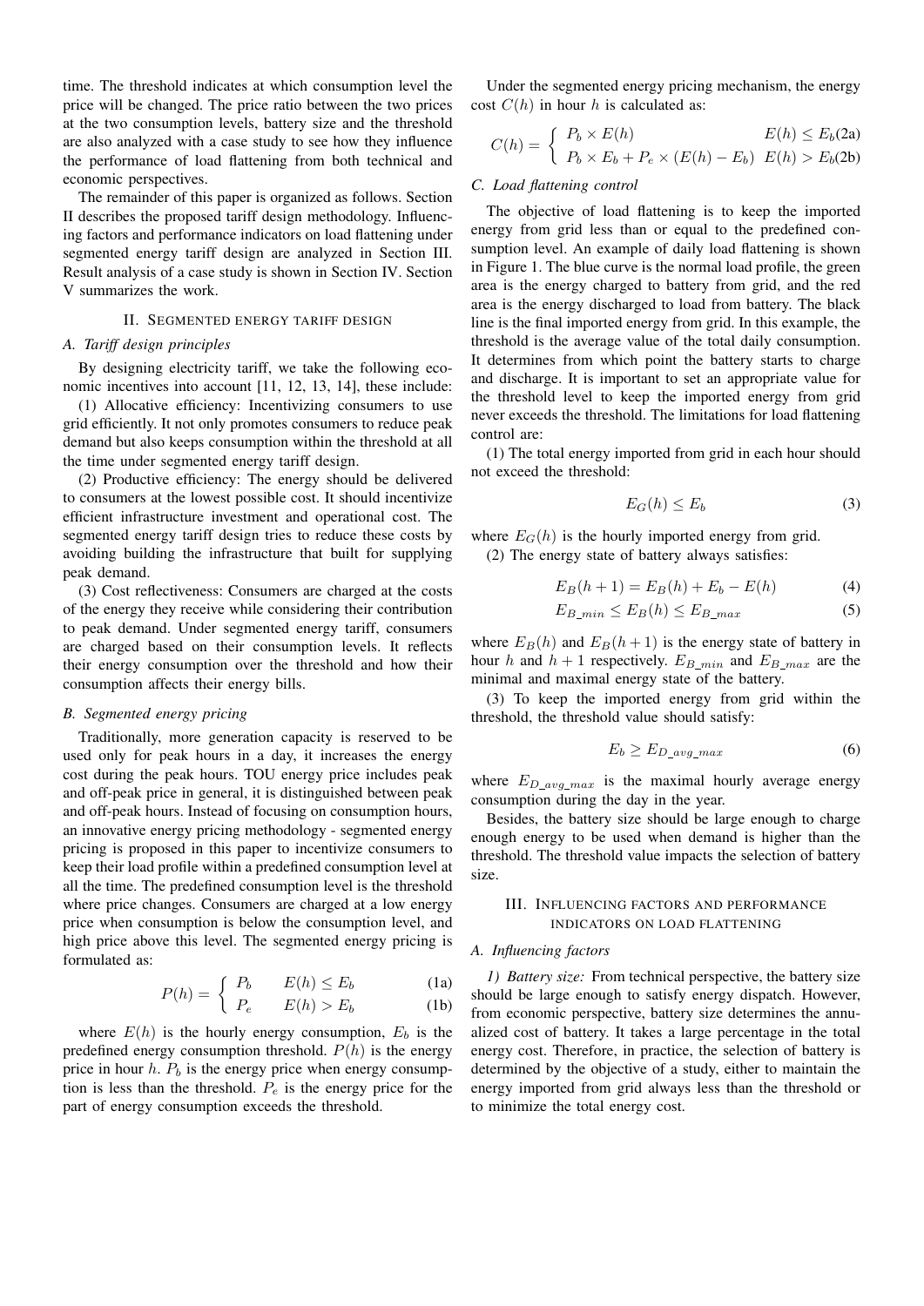time. The threshold indicates at which consumption level the price will be changed. The price ratio between the two prices at the two consumption levels, battery size and the threshold are also analyzed with a case study to see how they influence the performance of load flattening from both technical and economic perspectives.

The remainder of this paper is organized as follows. Section II describes the proposed tariff design methodology. Influencing factors and performance indicators on load flattening under segmented energy tariff design are analyzed in Section III. Result analysis of a case study is shown in Section IV. Section V summarizes the work.

## II. Segmented energy tariff design

### A. Tariff design principles

By designing electricity tariff, we take the following economic incentives into account [11, 12, 13, 14], these include:

(1) Allocative efficiency: Incentivizing consumers to use grid efficiently. It not only promotes consumers to reduce peak demand but also keeps consumption within the threshold at all the time under segmented energy tariff design.

(2) Productive efficiency: The energy should be delivered to consumers at the lowest possible cost. It should incentivize efficient infrastructure investment and operational cost. The segmented energy tariff design tries to reduce these costs by avoiding building the infrastructure that built for supplying peak demand.

(3) Cost reflectiveness: Consumers are charged at the costs of the energy they receive while considering their contribution to peak demand. Under segmented energy tariff, consumers are charged based on their consumption levels. It reflects their energy consumption over the threshold and how their consumption affects their energy bills.

### B. Segmented energy pricing

Traditionally, more generation capacity is reserved to be used only for peak hours in a day, it increases the energy cost during the peak hours. TOU energy price includes peak and off-peak price in general, it is distinguished between peak and off-peak hours. Instead of focusing on consumption hours, an innovative energy pricing methodology - segmented energy pricing is proposed in this paper to incentivize consumers to keep their load profile within a predefined consumption level at all the time. The predefined consumption level is the threshold where price changes. Consumers are charged at a low energy price when consumption is below the consumption level, and high price above this level. The segmented energy pricing is formulated as:

$$P(h) = \begin{cases} P_b & E(h) \leq E_b \quad \text{(1a)} \\ P_e & E(h) > E_b \quad \text{(1b)} \end{cases}$$

where $E(h)$ is the hourly energy consumption, $E_b$ is the predefined energy consumption threshold. $P(h)$ is the energy price in hour $h$. $P_b$ is the energy price when energy consumption is less than the threshold. $P_e$ is the energy price for the part of energy consumption exceeds the threshold.

Under the segmented energy pricing mechanism, the energy cost $C(h)$ in hour $h$ is calculated as:

$$C(h) = \begin{cases} P_b \times E(h) & E(h) \leq E_b \quad \text{(2a)} \\ P_b \times E_b + P_e \times (E(h) - E_b) & E(h) > E_b \quad \text{(2b)} \end{cases}$$

### C. Load flattening control

The objective of load flattening is to keep the imported energy from grid less than or equal to the predefined consumption level. An example of daily load flattening is shown in Figure 1. The blue curve is the normal load profile, the green area is the energy charged to battery from grid, and the red area is the energy discharged to load from battery. The black line is the final imported energy from grid. In this example, the threshold is the average value of the total daily consumption. It determines from which point the battery starts to charge and discharge. It is important to set an appropriate value for the threshold level to keep the imported energy from grid never exceeds the threshold. The limitations for load flattening control are:

(1) The total energy imported from grid in each hour should not exceed the threshold:

$$E_G(h) \leq E_b \tag{3}$$

where $E_G(h)$ is the hourly imported energy from grid.

(2) The energy state of battery always satisfies:

$$E_B(h+1) = E_B(h) + E_b - E(h) \tag{4}$$

$$E_{B\_min} \leq E_B(h) \leq E_{B\_max} \tag{5}$$

where $E_B(h)$ and $E_B(h+1)$ is the energy state of battery in hour $h$ and $h+1$ respectively. $E_{B\_min}$ and $E_{B\_max}$ are the minimal and maximal energy state of the battery.

(3) To keep the imported energy from grid within the threshold, the threshold value should satisfy:

$$E_b \geq E_{D\_avg\_max} \tag{6}$$

where $E_{D\_avg\_max}$ is the maximal hourly average energy consumption during the day in the year.

Besides, the battery size should be large enough to charge enough energy to be used when demand is higher than the threshold. The threshold value impacts the selection of battery size.

## III. Influencing factors and performance indicators on load flattening

### A. Influencing factors

*1) Battery size:* From technical perspective, the battery size should be large enough to satisfy energy dispatch. However, from economic perspective, battery size determines the annualized cost of battery. It takes a large percentage in the total energy cost. Therefore, in practice, the selection of battery is determined by the objective of a study, either to maintain the energy imported from grid always less than the threshold or to minimize the total energy cost.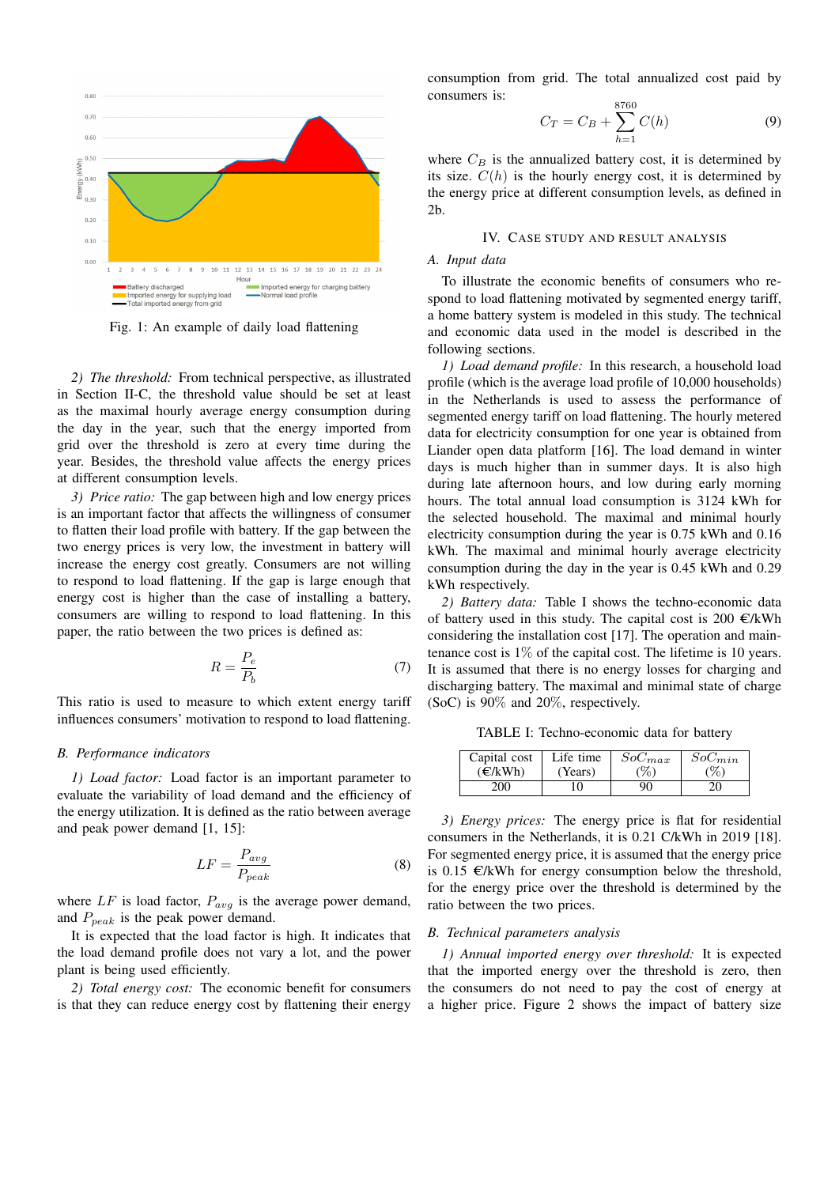Fig. 1: An example of daily load flattening

*2) The threshold:* From technical perspective, as illustrated in Section II-C, the threshold value should be set at least as the maximal hourly average energy consumption during the day in the year, such that the energy imported from grid over the threshold is zero at every time during the year. Besides, the threshold value affects the energy prices at different consumption levels.

*3) Price ratio:* The gap between high and low energy prices is an important factor that affects the willingness of consumer to flatten their load profile with battery. If the gap between the two energy prices is very low, the investment in battery will increase the energy cost greatly. Consumers are not willing to respond to load flattening. If the gap is large enough that energy cost is higher than the case of installing a battery, consumers are willing to respond to load flattening. In this paper, the ratio between the two prices is defined as:

$$R = \frac{P_e}{P_b} \tag{7}$$

This ratio is used to measure to which extent energy tariff influences consumers' motivation to respond to load flattening.

### B. Performance indicators

*1) Load factor:* Load factor is an important parameter to evaluate the variability of load demand and the efficiency of the energy utilization. It is defined as the ratio between average and peak power demand [1, 15]:

$$LF = \frac{P_{avg}}{P_{peak}} \tag{8}$$

where $LF$ is load factor, $P_{avg}$ is the average power demand, and $P_{peak}$ is the peak power demand.

It is expected that the load factor is high. It indicates that the load demand profile does not vary a lot, and the power plant is being used efficiently.

*2) Total energy cost:* The economic benefit for consumers is that they can reduce energy cost by flattening their energy consumption from grid. The total annualized cost paid by consumers is:

$$C_T = C_B + \sum_{h=1}^{8760} C(h) \tag{9}$$

where $C_B$ is the annualized battery cost, it is determined by its size. $C(h)$ is the hourly energy cost, it is determined by the energy price at different consumption levels, as defined in 2b.

## IV. Case Study and Result Analysis

### A. Input data

To illustrate the economic benefits of consumers who respond to load flattening motivated by segmented energy tariff, a home battery system is modeled in this study. The technical and economic data used in the model is described in the following sections.

*1) Load demand profile:* In this research, a household load profile (which is the average load profile of 10,000 households) in the Netherlands is used to assess the performance of segmented energy tariff on load flattening. The hourly metered data for electricity consumption for one year is obtained from Liander open data platform [16]. The load demand in winter days is much higher than in summer days. It is also high during late afternoon hours, and low during early morning hours. The total annual load consumption is 3124 kWh for the selected household. The maximal and minimal hourly electricity consumption during the year is 0.75 kWh and 0.16 kWh. The maximal and minimal hourly average electricity consumption during the day in the year is 0.45 kWh and 0.29 kWh respectively.

*2) Battery data:* Table I shows the techno-economic data of battery used in this study. The capital cost is 200 €/kWh considering the installation cost [17]. The operation and maintenance cost is 1% of the capital cost. The lifetime is 10 years. It is assumed that there is no energy losses for charging and discharging battery. The maximal and minimal state of charge (SoC) is 90% and 20%, respectively.

TABLE I: Techno-economic data for battery

| Capital cost (€/kWh) | Life time (Years) | $SoC_{max}$ (%) | $SoC_{min}$ (%) |
|---|---|---|---|
| 200 | 10 | 90 | 20 |

*3) Energy prices:* The energy price is flat for residential consumers in the Netherlands, it is 0.21 C/kWh in 2019 [18]. For segmented energy price, it is assumed that the energy price is 0.15 €/kWh for energy consumption below the threshold, for the energy price over the threshold is determined by the ratio between the two prices.

### B. Technical parameters analysis

*1) Annual imported energy over threshold:* It is expected that the imported energy over the threshold is zero, then the consumers do not need to pay the cost of energy at a higher price. Figure 2 shows the impact of battery size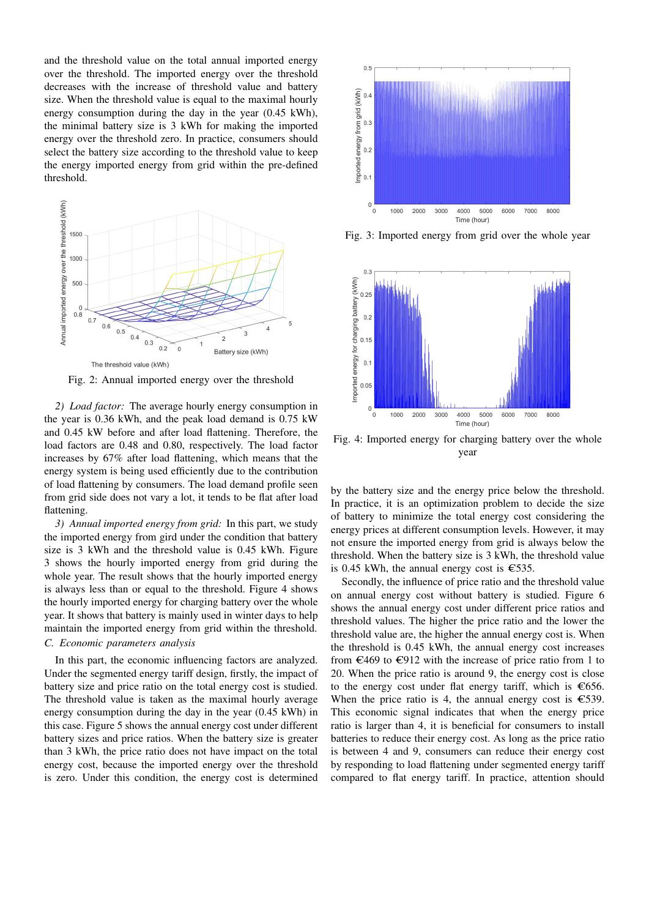and the threshold value on the total annual imported energy over the threshold. The imported energy over the threshold decreases with the increase of threshold value and battery size. When the threshold value is equal to the maximal hourly energy consumption during the day in the year (0.45 kWh), the minimal battery size is 3 kWh for making the imported energy over the threshold zero. In practice, consumers should select the battery size according to the threshold value to keep the energy imported energy from grid within the pre-defined threshold.

Fig. 2: Annual imported energy over the threshold

*2) Load factor:* The average hourly energy consumption in the year is 0.36 kWh, and the peak load demand is 0.75 kW and 0.45 kW before and after load flattening. Therefore, the load factors are 0.48 and 0.80, respectively. The load factor increases by 67% after load flattening, which means that the energy system is being used efficiently due to the contribution of load flattening by consumers. The load demand profile seen from grid side does not vary a lot, it tends to be flat after load flattening.

*3) Annual imported energy from grid:* In this part, we study the imported energy from gird under the condition that battery size is 3 kWh and the threshold value is 0.45 kWh. Figure 3 shows the hourly imported energy from grid during the whole year. The result shows that the hourly imported energy is always less than or equal to the threshold. Figure 4 shows the hourly imported energy for charging battery over the whole year. It shows that battery is mainly used in winter days to help maintain the imported energy from grid within the threshold.

### C. Economic parameters analysis

In this part, the economic influencing factors are analyzed. Under the segmented energy tariff design, firstly, the impact of battery size and price ratio on the total energy cost is studied. The threshold value is taken as the maximal hourly average energy consumption during the day in the year (0.45 kWh) in this case. Figure 5 shows the annual energy cost under different battery sizes and price ratios. When the battery size is greater than 3 kWh, the price ratio does not have impact on the total energy cost, because the imported energy over the threshold is zero. Under this condition, the energy cost is determined

Fig. 3: Imported energy from grid over the whole year

Fig. 4: Imported energy for charging battery over the whole year

by the battery size and the energy price below the threshold. In practice, it is an optimization problem to decide the size of battery to minimize the total energy cost considering the energy prices at different consumption levels. However, it may not ensure the imported energy from grid is always below the threshold. When the battery size is 3 kWh, the threshold value is 0.45 kWh, the annual energy cost is €535.

Secondly, the influence of price ratio and the threshold value on annual energy cost without battery is studied. Figure 6 shows the annual energy cost under different price ratios and threshold values. The higher the price ratio and the lower the threshold value are, the higher the annual energy cost is. When the threshold is 0.45 kWh, the annual energy cost increases from €469 to €912 with the increase of price ratio from 1 to 20. When the price ratio is around 9, the energy cost is close to the energy cost under flat energy tariff, which is €656. When the price ratio is 4, the annual energy cost is €539. This economic signal indicates that when the energy price ratio is larger than 4, it is beneficial for consumers to install batteries to reduce their energy cost. As long as the price ratio is between 4 and 9, consumers can reduce their energy cost by responding to load flattening under segmented energy tariff compared to flat energy tariff. In practice, attention should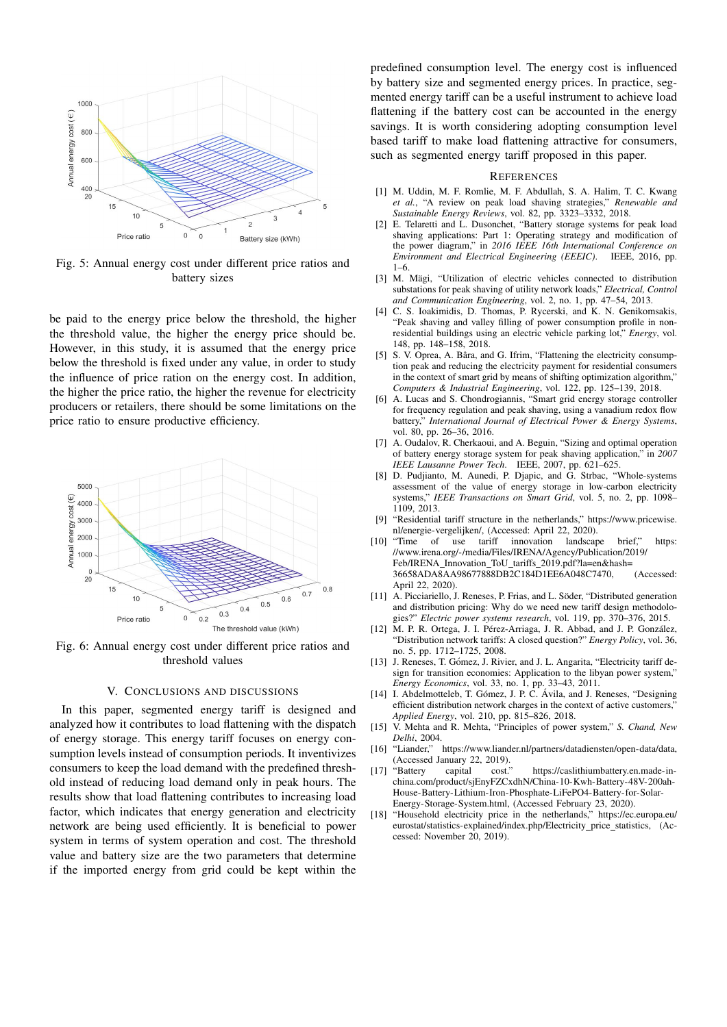1000
800
600
400
Annual energy cost (€)
20
15
10
5
0
Price ratio
0
1
2
3
4
5
Battery size (kWh)

Fig. 5: Annual energy cost under different price ratios and battery sizes

be paid to the energy price below the threshold, the higher the threshold value, the higher the energy price should be. However, in this study, it is assumed that the energy price below the threshold is fixed under any value, in order to study the influence of price ration on the energy cost. In addition, the higher the price ratio, the higher the revenue for electricity producers or retailers, there should be some limitations on the price ratio to ensure productive efficiency.

5000
4000
3000
2000
1000
0
Annual energy cost (€)
20
15
10
5
0
Price ratio
0.2
0.3
0.4
0.5
0.6
0.7
0.8
The threshold value (kWh)

Fig. 6: Annual energy cost under different price ratios and threshold values

## V. Conclusions and Discussions

In this paper, segmented energy tariff is designed and analyzed how it contributes to load flattening with the dispatch of energy storage. This energy tariff focuses on energy consumption levels instead of consumption periods. It inventivizes consumers to keep the load demand with the predefined threshold instead of reducing load demand only in peak hours. The results show that load flattening contributes to increasing load factor, which indicates that energy generation and electricity network are being used efficiently. It is beneficial to power system in terms of system operation and cost. The threshold value and battery size are the two parameters that determine if the imported energy from grid could be kept within the predefined consumption level. The energy cost is influenced by battery size and segmented energy prices. In practice, segmented energy tariff can be a useful instrument to achieve load flattening if the battery cost can be accounted in the energy savings. It is worth considering adopting consumption level based tariff to make load flattening attractive for consumers, such as segmented energy tariff proposed in this paper.

## References

[1] M. Uddin, M. F. Romlie, M. F. Abdullah, S. A. Halim, T. C. Kwang *et al.*, "A review on peak load shaving strategies," *Renewable and Sustainable Energy Reviews*, vol. 82, pp. 3323–3332, 2018.

[2] E. Telaretti and L. Dusonchet, "Battery storage systems for peak load shaving applications: Part 1: Operating strategy and modification of the power diagram," in *2016 IEEE 16th International Conference on Environment and Electrical Engineering (EEEIC)*. IEEE, 2016, pp. 1–6.

[3] M. Mägi, "Utilization of electric vehicles connected to distribution substations for peak shaving of utility network loads," *Electrical, Control and Communication Engineering*, vol. 2, no. 1, pp. 47–54, 2013.

[4] C. S. Ioakimidis, D. Thomas, P. Rycerski, and K. N. Genikomsakis, "Peak shaving and valley filling of power consumption profile in non-residential buildings using an electric vehicle parking lot," *Energy*, vol. 148, pp. 148–158, 2018.

[5] S. V. Oprea, A. Bâra, and G. Ifrim, "Flattening the electricity consumption peak and reducing the electricity payment for residential consumers in the context of smart grid by means of shifting optimization algorithm," *Computers & Industrial Engineering*, vol. 122, pp. 125–139, 2018.

[6] A. Lucas and S. Chondrogiannis, "Smart grid energy storage controller for frequency regulation and peak shaving, using a vanadium redox flow battery," *International Journal of Electrical Power & Energy Systems*, vol. 80, pp. 26–36, 2016.

[7] A. Oudalov, R. Cherkaoui, and A. Beguin, "Sizing and optimal operation of battery energy storage system for peak shaving application," in *2007 IEEE Lausanne Power Tech*. IEEE, 2007, pp. 621–625.

[8] D. Pudjianto, M. Aunedi, P. Djapic, and G. Strbac, "Whole-systems assessment of the value of energy storage in low-carbon electricity systems," *IEEE Transactions on Smart Grid*, vol. 5, no. 2, pp. 1098–1109, 2013.

[9] "Residential tariff structure in the netherlands," https://www.pricewise.nl/energie-vergelijken/, (Accessed: April 22, 2020).

[10] "Time of use tariff innovation landscape brief," https://www.irena.org/-/media/Files/IRENA/Agency/Publication/2019/Feb/IRENA_Innovation_ToU_tariffs_2019.pdf?la=en&hash=36658ADA8AA98677888DB2C184D1EE6A048C7470, (Accessed: April 22, 2020).

[11] A. Picciariello, J. Reneses, P. Frias, and L. Söder, "Distributed generation and distribution pricing: Why do we need new tariff design methodologies?" *Electric power systems research*, vol. 119, pp. 370–376, 2015.

[12] M. P. R. Ortega, J. I. Pérez-Arriaga, J. R. Abbad, and J. P. González, "Distribution network tariffs: A closed question?" *Energy Policy*, vol. 36, no. 5, pp. 1712–1725, 2008.

[13] J. Reneses, T. Gómez, J. Rivier, and J. L. Angarita, "Electricity tariff design for transition economies: Application to the libyan power system," *Energy Economics*, vol. 33, no. 1, pp. 33–43, 2011.

[14] I. Abdelmotteleb, T. Gómez, J. P. C. Ávila, and J. Reneses, "Designing efficient distribution network charges in the context of active customers," *Applied Energy*, vol. 210, pp. 815–826, 2018.

[15] V. Mehta and R. Mehta, "Principles of power system," *S. Chand, New Delhi*, 2004.

[16] "Liander," https://www.liander.nl/partners/datadiensten/open-data/data, (Accessed January 22, 2019).

[17] "Battery capital cost." https://caslithiumbattery.en.made-in-china.com/product/sjEnyFZCxdhN/China-10-Kwh-Battery-48V-200ah-House-Battery-Lithium-Iron-Phosphate-LiFePO4-Battery-for-Solar-Energy-Storage-System.html, (Accessed February 23, 2020).

[18] "Household electricity price in the netherlands," https://ec.europa.eu/eurostat/statistics-explained/index.php/Electricity_price_statistics, (Accessed: November 20, 2019).